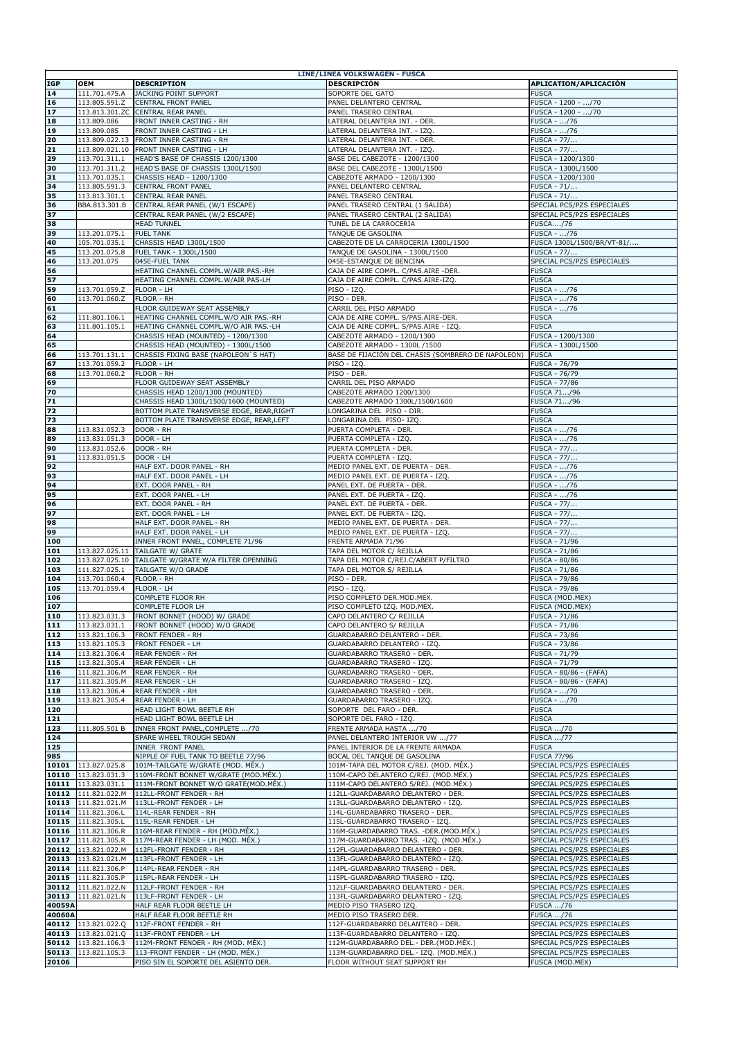| LINE/LINEA VOLKSWAGEN - FUSCA | | | | |
|---|---|---|---|---|
| **IGP** | **OEM** | **DESCRIPTION** | **DESCRIPCIÓN** | **APLICATION/APLICACIÓN** |
| **14** | 111.701.475.A | JACKING POINT SUPPORT | SOPORTE DEL GATO | FUSCA |
| **16** | 113.805.591.Z | CENTRAL FRONT PANEL | PANEL DELANTERO CENTRAL | FUSCA - 1200 - .../70 |
| **17** | 113.813.301.ZC | CENTRAL REAR PANEL | PANEL TRASERO CENTRAL | FUSCA - 1200 - .../70 |
| **18** | 113.809.086 | FRONT INNER CASTING - RH | LATERAL DELANTERA INT. - DER. | FUSCA - .../76 |
| **19** | 113.809.085 | FRONT INNER CASTING - LH | LATERAL DELANTERA INT. - IZQ. | FUSCA - .../76 |
| **20** | 113.809.022.13 | FRONT INNER CASTING - RH | LATERAL DELANTERA INT. - DER. | FUSCA - 77/... |
| **21** | 113.809.021.10 | FRONT INNER CASTING - LH | LATERAL DELANTERA INT. - IZQ. | FUSCA - 77/... |
| **29** | 113.701.311.1 | HEAD'S BASE OF CHASSIS 1200/1300 | BASE DEL CABEZOTE - 1200/1300 | FUSCA - 1200/1300 |
| **30** | 113.701.311.2 | HEAD'S BASE OF CHASSIS 1300L/1500 | BASE DEL CABEZOTE - 1300L/1500 | FUSCA - 1300L/1500 |
| **31** | 113.701.035.1 | CHASSIS HEAD - 1200/1300 | CABEZOTE ARMADO - 1200/1300 | FUSCA - 1200/1300 |
| **34** | 113.805.591.3 | CENTRAL FRONT PANEL | PANEL DELANTERO CENTRAL | FUSCA - 71/... |
| **35** | 113.813.301.1 | CENTRAL REAR PANEL | PANEL TRASERO CENTRAL | FUSCA - 71/... |
| **36** | BBA.813.301.B | CENTRAL REAR PANEL (W/1 ESCAPE) | PANEL TRASERO CENTRAL (1 SALIDA) | SPECIAL PCS/PZS ESPECIALES |
| **37** | | CENTRAL REAR PANEL (W/2 ESCAPE) | PANEL TRASERO CENTRAL (2 SALIDA) | SPECIAL PCS/PZS ESPECIALES |
| **38** | | HEAD TUNNEL | TUNEL DE LA CARROCERIA | FUSCA..../76 |
| **39** | 113.201.075.1 | FUEL TANK | TANQUE DE GASOLINA | FUSCA - .../76 |
| **40** | 105.701.035.1 | CHASSIS HEAD 1300L/1500 | CABEZOTE DE LA CARROCERIA 1300L/1500 | FUSCA 1300L/1500/BR/VT-81/.... |
| **45** | 113.201.075.8 | FUEL TANK - 1300L/1500 | TANQUE DE GASOLINA - 1300L/1500 | FUSCA - 77/... |
| **46** | 113.201.075 | 045E-FUEL TANK | 045E-ESTANQUE DE BENCINA | SPECIAL PCS/PZS ESPECIALES |
| **56** | | HEATING CHANNEL COMPL.W/AIR PAS.-RH | CAJA DE AIRE COMPL. C/PAS.AIRE -DER. | FUSCA |
| **57** | | HEATING CHANNEL COMPL.W/AIR PAS-LH | CAJA DE AIRE COMPL. C/PAS.AIRE-IZQ. | FUSCA |
| **59** | 113.701.059.Z | FLOOR - LH | PISO - IZQ. | FUSCA - .../76 |
| **60** | 113.701.060.Z | FLOOR - RH | PISO - DER. | FUSCA - .../76 |
| **61** | | FLOOR GUIDEWAY SEAT ASSEMBLY | CARRIL DEL PISO ARMADO | FUSCA - .../76 |
| **62** | 111.801.106.1 | HEATING CHANNEL COMPL.W/O AIR PAS.-RH | CAJA DE AIRE COMPL. S/PAS.AIRE-DER. | FUSCA |
| **63** | 111.801.105.1 | HEATING CHANNEL COMPL.W/O AIR PAS.-LH | CAJA DE AIRE COMPL. S/PAS.AIRE - IZQ. | FUSCA |
| **64** | | CHASSIS HEAD (MOUNTED) - 1200/1300 | CABEZOTE ARMADO - 1200/1300 | FUSCA - 1200/1300 |
| **65** | | CHASSIS HEAD (MOUNTED) - 1300L/1500 | CABEZOTE ARMADO - 1300L /1500 | FUSCA - 1300L/1500 |
| **66** | 113.701.131.1 | CHASSIS FIXING BASE (NAPOLEON`S HAT) | BASE DE FIJACIÓN DEL CHASIS (SOMBRERO DE NAPOLEON) | FUSCA |
| **67** | 113.701.059.2 | FLOOR - LH | PISO - IZQ. | FUSCA - 76/79 |
| **68** | 113.701.060.2 | FLOOR - RH | PISO - DER. | FUSCA - 76/79 |
| **69** | | FLOOR GUIDEWAY SEAT ASSEMBLY | CARRIL DEL PISO ARMADO | FUSCA - 77/86 |
| **70** | | CHASSIS HEAD 1200/1300 (MOUNTED) | CABEZOTE ARMADO 1200/1300 | FUSCA 71.../96 |
| **71** | | CHASSIS HEAD 1300L/1500/1600 (MOUNTED) | CABEZOTE ARMADO 1300L/1500/1600 | FUSCA 71.../96 |
| **72** | | BOTTOM PLATE TRANSVERSE EDGE, REAR,RIGHT | LONGARINA DEL PISO - DIR. | FUSCA |
| **73** | | BOTTOM PLATE TRANSVERSE EDGE, REAR,LEFT | LONGARINA DEL PISO- IZQ. | FUSCA |
| **88** | 113.831.052.3 | DOOR - RH | PUERTA COMPLETA - DER. | FUSCA - .../76 |
| **89** | 113.831.051.3 | DOOR - LH | PUERTA COMPLETA - IZQ. | FUSCA - .../76 |
| **90** | 113.831.052.6 | DOOR - RH | PUERTA COMPLETA - DER. | FUSCA - 77/... |
| **91** | 113.831.051.5 | DOOR - LH | PUERTA COMPLETA - IZQ. | FUSCA - 77/... |
| **92** | | HALF EXT. DOOR PANEL - RH | MEDIO PANEL EXT. DE PUERTA - DER. | FUSCA - .../76 |
| **93** | | HALF EXT. DOOR PANEL - LH | MEDIO PANEL EXT. DE PUERTA - IZQ. | FUSCA - .../76 |
| **94** | | EXT. DOOR PANEL - RH | PANEL EXT. DE PUERTA - DER. | FUSCA - .../76 |
| **95** | | EXT. DOOR PANEL - LH | PANEL EXT. DE PUERTA - IZQ. | FUSCA - .../76 |
| **96** | | EXT. DOOR PANEL - RH | PANEL EXT. DE PUERTA - DER. | FUSCA - 77/... |
| **97** | | EXT. DOOR PANEL - LH | PANEL EXT. DE PUERTA - IZQ. | FUSCA - 77/... |
| **98** | | HALF EXT. DOOR PANEL - RH | MEDIO PANEL EXT. DE PUERTA - DER. | FUSCA - 77/... |
| **99** | | HALF EXT. DOOR PANEL - LH | MEDIO PANEL EXT. DE PUERTA - IZQ. | FUSCA - 77/... |
| **100** | | INNER FRONT PANEL, COMPLETE 71/96 | FRENTE ARMADA 71/96 | FUSCA - 71/96 |
| **101** | 113.827.025.11 | TAILGATE W/ GRATE | TAPA DEL MOTOR C/ REJILLA | FUSCA - 71/86 |
| **102** | 113.827.025.10 | TAILGATE W/GRATE W/A FILTER OPENNING | TAPA DEL MOTOR C/REJ.C/ABERT P/FILTRO | FUSCA - 80/86 |
| **103** | 111.827.025.1 | TAILGATE W/O GRADE | TAPA DEL MOTOR S/ REJILLA | FUSCA - 71/86 |
| **104** | 113.701.060.4 | FLOOR - RH | PISO - DER. | FUSCA - 79/86 |
| **105** | 113.701.059.4 | FLOOR - LH | PISO - IZQ. | FUSCA - 79/86 |
| **106** | | COMPLETE FLOOR RH | PISO COMPLETO DER.MOD.MEX. | FUSCA (MOD.MEX) |
| **107** | | COMPLETE FLOOR LH | PISO COMPLETO IZQ. MOD.MEX. | FUSCA (MOD.MEX) |
| **110** | 113.823.031.3 | FRONT BONNET (HOOD) W/ GRADE | CAPO DELANTERO C/ REJILLA | FUSCA - 71/86 |
| **111** | 113.823.031.1 | FRONT BONNET (HOOD) W/O GRADE | CAPO DELANTERO S/ REJILLA | FUSCA - 71/86 |
| **112** | 113.821.106.3 | FRONT FENDER - RH | GUARDABARRO DELANTERO - DER. | FUSCA - 73/86 |
| **113** | 113.821.105.3 | FRONT FENDER - LH | GUARDABARRO DELANTERO - IZQ. | FUSCA - 73/86 |
| **114** | 113.821.306.4 | REAR FENDER - RH | GUARDABARRO TRASERO - DER. | FUSCA - 71/79 |
| **115** | 113.821.305.4 | REAR FENDER - LH | GUARDABARRO TRASERO - IZQ. | FUSCA - 71/79 |
| **116** | 111.821.306.M | REAR FENDER - RH | GUARDABARRO TRASERO - DER. | FUSCA - 80/86 - (FAFA) |
| **117** | 111.821.305.M | REAR FENDER - LH | GUARDABARRO TRASERO - IZQ. | FUSCA - 80/86 - (FAFA) |
| **118** | 113.821.306.4 | REAR FENDER - RH | GUARDABARRO TRASERO - DER. | FUSCA - .../70 |
| **119** | 113.821.305.4 | REAR FENDER - LH | GUARDABARRO TRASERO - IZQ. | FUSCA - .../70 |
| **120** | | HEAD LIGHT BOWL BEETLE RH | SOPORTE DEL FARO - DER. | FUSCA |
| **121** | | HEAD LIGHT BOWL BEETLE LH | SOPORTE DEL FARO - IZQ. | FUSCA |
| **123** | 111.805.501 B | INNER FRONT PANEL,COMPLETE .../70 | FRENTE ARMADA HASTA .../70 | FUSCA .../70 |
| **124** | | SPARE WHEEL TROUGH SEDAN | PANEL DELANTERO INTERIOR VW .../77 | FUSCA .../77 |
| **125** | | INNER FRONT PANEL | PANEL INTERIOR DE LA FRENTE ARMADA | FUSCA |
| **985** | | NIPPLE OF FUEL TANK TO BEETLE 77/96 | BOCAL DEL TANQUE DE GASOLINA | FUSCA 77/96 |
| **10101** | 113.827.025.8 | 101M-TAILGATE W/GRATE (MOD. MÉX.) | 101M-TAPA DEL MOTOR C/REJ. (MOD. MÉX.) | SPECIAL PCS/PZS ESPECIALES |
| **10110** | 113.823.031.3 | 110M-FRONT BONNET W/GRATE (MOD.MÉX.) | 110M-CAPO DELANTERO C/REJ. (MOD.MÉX.) | SPECIAL PCS/PZS ESPECIALES |
| **10111** | 113.823.031.1 | 111M-FRONT BONNET W/O GRATE(MOD.MÉX.) | 111M-CAPO DELANTERO S/REJ. (MOD.MÉX.) | SPECIAL PCS/PZS ESPECIALES |
| **10112** | 111.821.022.M | 112LL-FRONT FENDER - RH | 112LL-GUARDABARRO DELANTERO - DER. | SPECIAL PCS/PZS ESPECIALES |
| **10113** | 111.821.021.M | 113LL-FRONT FENDER - LH | 113LL-GUARDABARRO DELANTERO - IZQ. | SPECIAL PCS/PZS ESPECIALES |
| **10114** | 111.821.306.L | 114L-REAR FENDER - RH | 114L-GUARDABARRO TRASERO - DER. | SPECIAL PCS/PZS ESPECIALES |
| **10115** | 111.821.305.L | 115L-REAR FENDER - LH | 115L-GUARDABARRO TRASERO - IZQ. | SPECIAL PCS/PZS ESPECIALES |
| **10116** | 111.821.306.R | 116M-REAR FENDER - RH (MOD.MÉX.) | 116M-GUARDABARRO TRAS. -DER.(MOD.MÉX.) | SPECIAL PCS/PZS ESPECIALES |
| **10117** | 111.821.305.R | 117M-REAR FENDER - LH (MOD. MÉX.) | 117M-GUARDABARRO TRAS. -IZQ. (MOD.MÉX.) | SPECIAL PCS/PZS ESPECIALES |
| **20112** | 111.821.022.M | 112FL-FRONT FENDER - RH | 112FL-GUARDABARRO DELANTERO - DER. | SPECIAL PCS/PZS ESPECIALES |
| **20113** | 111.821.021.M | 113FL-FRONT FENDER - LH | 113FL-GUARDABARRO DELANTERO - IZQ. | SPECIAL PCS/PZS ESPECIALES |
| **20114** | 111.821.306.P | 114PL-REAR FENDER - RH | 114PL-GUARDABARRO TRASERO - DER. | SPECIAL PCS/PZS ESPECIALES |
| **20115** | 111.821.305.P | 115PL-REAR FENDER - LH | 115PL-GUARDABARRO TRASERO - IZQ. | SPECIAL PCS/PZS ESPECIALES |
| **30112** | 111.821.022.N | 112LF-FRONT FENDER - RH | 112LF-GUARDABARRO DELANTERO - DER. | SPECIAL PCS/PZS ESPECIALES |
| **30113** | 111.821.021.N | 113LF-FRONT FENDER - LH | 113LF-GUARDABARRO DELANTERO - IZQ. | SPECIAL PCS/PZS ESPECIALES |
| **40059A** | | HALF REAR FLOOR BEETLE LH | MEDIO PISO TRASERO IZQ. | FUSCA .../76 |
| **40060A** | | HALF REAR FLOOR BEETLE RH | MEDIO PISO TRASERO DER. | FUSCA .../76 |
| **40112** | 113.821.022.Q | 112F-FRONT FENDER - RH | 112F-GUARDABARRO DELANTERO - DER. | SPECIAL PCS/PZS ESPECIALES |
| **40113** | 113.821.021.Q | 113F-FRONT FENDER - LH | 113F-GUARDABARRO DELANTERO - IZQ. | SPECIAL PCS/PZS ESPECIALES |
| **50112** | 113.821.106.3 | 112M-FRONT FENDER - RH (MOD. MÉX.) | 112M-GUARDABARRO DEL.- DER.(MOD.MÉX.) | SPECIAL PCS/PZS ESPECIALES |
| **50113** | 113.821.105.3 | 113-FRONT FENDER - LH (MOD. MÉX.) | 113M-GUARDABARRO DEL.- IZQ. (MOD.MÉX.) | SPECIAL PCS/PZS ESPECIALES |
| **20106** | | PISO SIN EL SOPORTE DEL ASIENTO DER. | FLOOR WITHOUT SEAT SUPPORT RH | FUSCA (MOD.MEX) |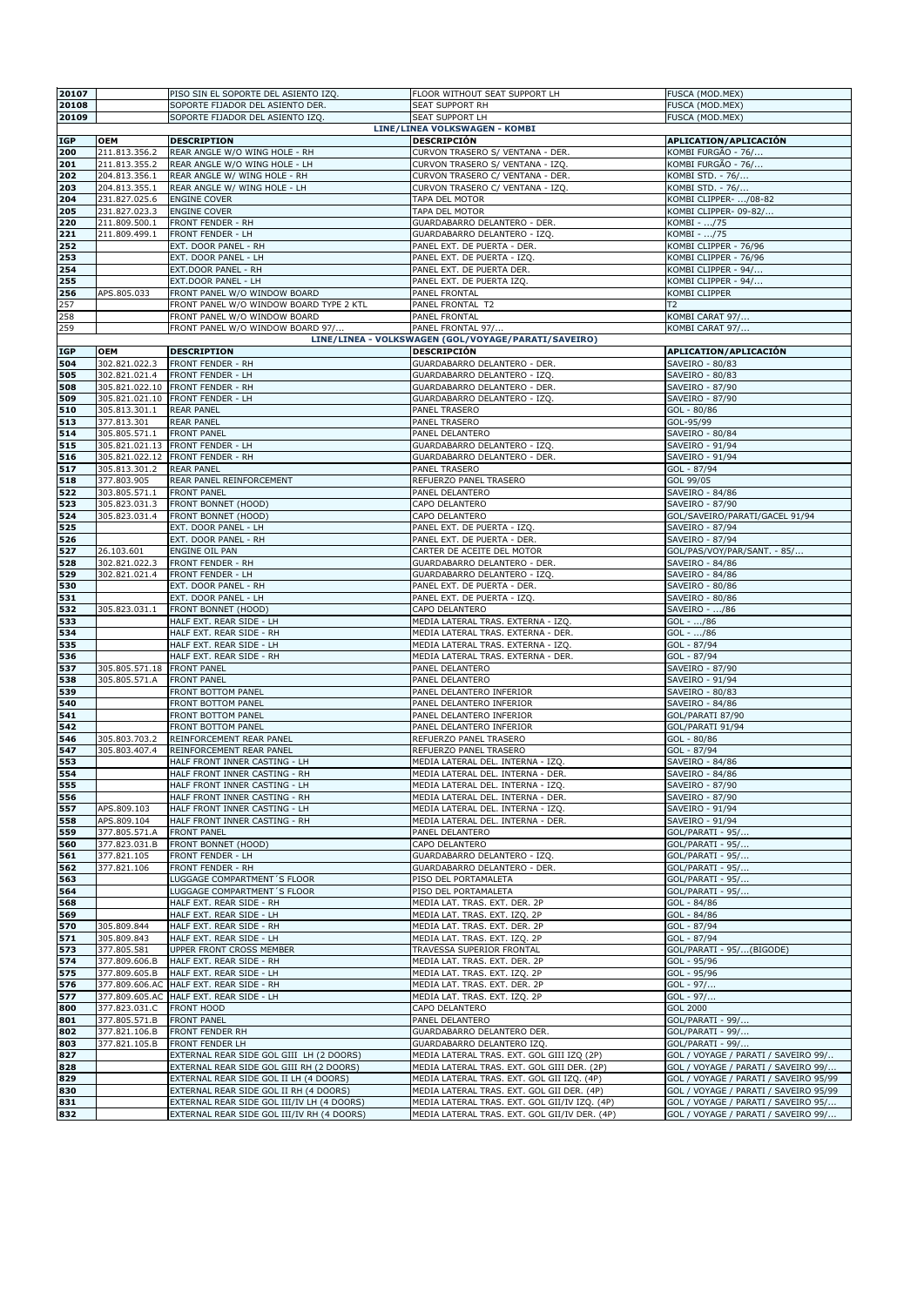| | | | | |
|---|---|---|---|---|
| 20107 | | PISO SIN EL SOPORTE DEL ASIENTO IZQ. | FLOOR WITHOUT SEAT SUPPORT LH | FUSCA (MOD.MEX) |
| 20108 | | SOPORTE FIJADOR DEL ASIENTO DER. | SEAT SUPPORT RH | FUSCA (MOD.MEX) |
| 20109 | | SOPORTE FIJADOR DEL ASIENTO IZQ. | SEAT SUPPORT LH | FUSCA (MOD.MEX) |

**LINE/LINEA VOLKSWAGEN - KOMBI**

| IGP | OEM | DESCRIPTION | DESCRIPCIÓN | APLICATION/APLICACIÓN |
|---|---|---|---|---|
| 200 | 211.813.356.2 | REAR ANGLE W/O WING HOLE - RH | CURVON TRASERO S/ VENTANA - DER. | KOMBI FURGÃO - 76/... |
| 201 | 211.813.355.2 | REAR ANGLE W/O WING HOLE - LH | CURVON TRASERO S/ VENTANA - IZQ. | KOMBI FURGÃO - 76/... |
| 202 | 204.813.356.1 | REAR ANGLE W/ WING HOLE - RH | CURVON TRASERO C/ VENTANA - DER. | KOMBI STD. - 76/... |
| 203 | 204.813.355.1 | REAR ANGLE W/ WING HOLE - LH | CURVON TRASERO C/ VENTANA - IZQ. | KOMBI STD. - 76/... |
| 204 | 231.827.025.6 | ENGINE COVER | TAPA DEL MOTOR | KOMBI CLIPPER- .../08-82 |
| 205 | 231.827.023.3 | ENGINE COVER | TAPA DEL MOTOR | KOMBI CLIPPER- 09-82/... |
| 220 | 211.809.500.1 | FRONT FENDER - RH | GUARDABARRO DELANTERO - DER. | KOMBI - .../75 |
| 221 | 211.809.499.1 | FRONT FENDER - LH | GUARDABARRO DELANTERO - IZQ. | KOMBI - .../75 |
| 252 | | EXT. DOOR PANEL - RH | PANEL EXT. DE PUERTA - DER. | KOMBI CLIPPER - 76/96 |
| 253 | | EXT. DOOR PANEL - LH | PANEL EXT. DE PUERTA - IZQ. | KOMBI CLIPPER - 76/96 |
| 254 | | EXT.DOOR PANEL - RH | PANEL EXT. DE PUERTA DER. | KOMBI CLIPPER - 94/... |
| 255 | | EXT.DOOR PANEL - LH | PANEL EXT. DE PUERTA IZQ. | KOMBI CLIPPER - 94/... |
| 256 | APS.805.033 | FRONT PANEL W/O WINDOW BOARD | PANEL FRONTAL | KOMBI CLIPPER |
| 257 | | FRONT PANEL W/O WINDOW BOARD TYPE 2 KTL | PANEL FRONTAL T2 | T2 |
| 258 | | FRONT PANEL W/O WINDOW BOARD | PANEL FRONTAL | KOMBI CARAT 97/... |
| 259 | | FRONT PANEL W/O WINDOW BOARD 97/... | PANEL FRONTAL 97/... | KOMBI CARAT 97/... |

**LINE/LINEA - VOLKSWAGEN (GOL/VOYAGE/PARATI/SAVEIRO)**

| IGP | OEM | DESCRIPTION | DESCRIPCIÓN | APLICATION/APLICACIÓN |
|---|---|---|---|---|
| 504 | 302.821.022.3 | FRONT FENDER - RH | GUARDABARRO DELANTERO - DER. | SAVEIRO - 80/83 |
| 505 | 302.821.021.4 | FRONT FENDER - LH | GUARDABARRO DELANTERO - IZQ. | SAVEIRO - 80/83 |
| 508 | 305.821.022.10 | FRONT FENDER - RH | GUARDABARRO DELANTERO - DER. | SAVEIRO - 87/90 |
| 509 | 305.821.021.10 | FRONT FENDER - LH | GUARDABARRO DELANTERO - IZQ. | SAVEIRO - 87/90 |
| 510 | 305.813.301.1 | REAR PANEL | PANEL TRASERO | GOL - 80/86 |
| 513 | 377.813.301 | REAR PANEL | PANEL TRASERO | GOL-95/99 |
| 514 | 305.805.571.1 | FRONT PANEL | PANEL DELANTERO | SAVEIRO - 80/84 |
| 515 | 305.821.021.13 | FRONT FENDER - LH | GUARDABARRO DELANTERO - IZQ. | SAVEIRO - 91/94 |
| 516 | 305.821.022.12 | FRONT FENDER - RH | GUARDABARRO DELANTERO - DER. | SAVEIRO - 91/94 |
| 517 | 305.813.301.2 | REAR PANEL | PANEL TRASERO | GOL - 87/94 |
| 518 | 377.803.905 | REAR PANEL REINFORCEMENT | REFUERZO PANEL TRASERO | GOL 99/05 |
| 522 | 303.805.571.1 | FRONT PANEL | PANEL DELANTERO | SAVEIRO - 84/86 |
| 523 | 305.823.031.3 | FRONT BONNET (HOOD) | CAPO DELANTERO | SAVEIRO - 87/90 |
| 524 | 305.823.031.4 | FRONT BONNET (HOOD) | CAPO DELANTERO | GOL/SAVEIRO/PARATI/GACEL 91/94 |
| 525 | | EXT. DOOR PANEL - LH | PANEL EXT. DE PUERTA - IZQ. | SAVEIRO - 87/94 |
| 526 | | EXT. DOOR PANEL - RH | PANEL EXT. DE PUERTA - DER. | SAVEIRO - 87/94 |
| 527 | 26.103.601 | ENGINE OIL PAN | CARTER DE ACEITE DEL MOTOR | GOL/PAS/VOY/PAR/SANT. - 85/... |
| 528 | 302.821.022.3 | FRONT FENDER - RH | GUARDABARRO DELANTERO - DER. | SAVEIRO - 84/86 |
| 529 | 302.821.021.4 | FRONT FENDER - LH | GUARDABARRO DELANTERO - IZQ. | SAVEIRO - 84/86 |
| 530 | | EXT. DOOR PANEL - RH | PANEL EXT. DE PUERTA - DER. | SAVEIRO - 80/86 |
| 531 | | EXT. DOOR PANEL - LH | PANEL EXT. DE PUERTA - IZQ. | SAVEIRO - 80/86 |
| 532 | 305.823.031.1 | FRONT BONNET (HOOD) | CAPO DELANTERO | SAVEIRO - .../86 |
| 533 | | HALF EXT. REAR SIDE - LH | MEDIA LATERAL TRAS. EXTERNA - IZQ. | GOL - .../86 |
| 534 | | HALF EXT. REAR SIDE - RH | MEDIA LATERAL TRAS. EXTERNA - DER. | GOL - .../86 |
| 535 | | HALF EXT. REAR SIDE - LH | MEDIA LATERAL TRAS. EXTERNA - IZQ. | GOL - 87/94 |
| 536 | | HALF EXT. REAR SIDE - RH | MEDIA LATERAL TRAS. EXTERNA - DER. | GOL - 87/94 |
| 537 | 305.805.571.18 | FRONT PANEL | PANEL DELANTERO | SAVEIRO - 87/90 |
| 538 | 305.805.571.A | FRONT PANEL | PANEL DELANTERO | SAVEIRO - 91/94 |
| 539 | | FRONT BOTTOM PANEL | PANEL DELANTERO INFERIOR | SAVEIRO - 80/83 |
| 540 | | FRONT BOTTOM PANEL | PANEL DELANTERO INFERIOR | SAVEIRO - 84/86 |
| 541 | | FRONT BOTTOM PANEL | PANEL DELANTERO INFERIOR | GOL/PARATI 87/90 |
| 542 | | FRONT BOTTOM PANEL | PANEL DELANTERO INFERIOR | GOL/PARATI 91/94 |
| 546 | 305.803.703.2 | REINFORCEMENT REAR PANEL | REFUERZO PANEL TRASERO | GOL - 80/86 |
| 547 | 305.803.407.4 | REINFORCEMENT REAR PANEL | REFUERZO PANEL TRASERO | GOL - 87/94 |
| 553 | | HALF FRONT INNER CASTING - LH | MEDIA LATERAL DEL. INTERNA - IZQ. | SAVEIRO - 84/86 |
| 554 | | HALF FRONT INNER CASTING - RH | MEDIA LATERAL DEL. INTERNA - DER. | SAVEIRO - 84/86 |
| 555 | | HALF FRONT INNER CASTING - LH | MEDIA LATERAL DEL. INTERNA - IZQ. | SAVEIRO - 87/90 |
| 556 | | HALF FRONT INNER CASTING - RH | MEDIA LATERAL DEL. INTERNA - DER. | SAVEIRO - 87/90 |
| 557 | APS.809.103 | HALF FRONT INNER CASTING - LH | MEDIA LATERAL DEL. INTERNA - IZQ. | SAVEIRO - 91/94 |
| 558 | APS.809.104 | HALF FRONT INNER CASTING - RH | MEDIA LATERAL DEL. INTERNA - DER. | SAVEIRO - 91/94 |
| 559 | 377.805.571.A | FRONT PANEL | PANEL DELANTERO | GOL/PARATI - 95/... |
| 560 | 377.823.031.B | FRONT BONNET (HOOD) | CAPO DELANTERO | GOL/PARATI - 95/... |
| 561 | 377.821.105 | FRONT FENDER - LH | GUARDABARRO DELANTERO - IZQ. | GOL/PARATI - 95/... |
| 562 | 377.821.106 | FRONT FENDER - RH | GUARDABARRO DELANTERO - DER. | GOL/PARATI - 95/... |
| 563 | | LUGGAGE COMPARTMENT´S FLOOR | PISO DEL PORTAMALETA | GOL/PARATI - 95/... |
| 564 | | LUGGAGE COMPARTMENT´S FLOOR | PISO DEL PORTAMALETA | GOL/PARATI - 95/... |
| 568 | | HALF EXT. REAR SIDE - RH | MEDIA LAT. TRAS. EXT. DER. 2P | GOL - 84/86 |
| 569 | | HALF EXT. REAR SIDE - LH | MEDIA LAT. TRAS. EXT. IZQ. 2P | GOL - 84/86 |
| 570 | 305.809.844 | HALF EXT. REAR SIDE - RH | MEDIA LAT. TRAS. EXT. DER. 2P | GOL - 87/94 |
| 571 | 305.809.843 | HALF EXT. REAR SIDE - LH | MEDIA LAT. TRAS. EXT. IZQ. 2P | GOL - 87/94 |
| 573 | 377.805.581 | UPPER FRONT CROSS MEMBER | TRAVESSA SUPERIOR FRONTAL | GOL/PARATI - 95/...(BIGODE) |
| 574 | 377.809.606.B | HALF EXT. REAR SIDE - RH | MEDIA LAT. TRAS. EXT. DER. 2P | GOL - 95/96 |
| 575 | 377.809.605.B | HALF EXT. REAR SIDE - LH | MEDIA LAT. TRAS. EXT. IZQ. 2P | GOL - 95/96 |
| 576 | 377.809.606.AC | HALF EXT. REAR SIDE - RH | MEDIA LAT. TRAS. EXT. DER. 2P | GOL - 97/... |
| 577 | 377.809.605.AC | HALF EXT. REAR SIDE - LH | MEDIA LAT. TRAS. EXT. IZQ. 2P | GOL - 97/... |
| 800 | 377.823.031.C | FRONT HOOD | CAPO DELANTERO | GOL 2000 |
| 801 | 377.805.571.B | FRONT PANEL | PANEL DELANTERO | GOL/PARATI - 99/... |
| 802 | 377.821.106.B | FRONT FENDER RH | GUARDABARRO DELANTERO DER. | GOL/PARATI - 99/... |
| 803 | 377.821.105.B | FRONT FENDER LH | GUARDABARRO DELANTERO IZQ. | GOL/PARATI - 99/... |
| 827 | | EXTERNAL REAR SIDE GOL GIII LH (2 DOORS) | MEDIA LATERAL TRAS. EXT. GOL GIII IZQ (2P) | GOL / VOYAGE / PARATI / SAVEIRO 99/.. |
| 828 | | EXTERNAL REAR SIDE GOL GIII RH (2 DOORS) | MEDIA LATERAL TRAS. EXT. GOL GIII DER. (2P) | GOL / VOYAGE / PARATI / SAVEIRO 99/... |
| 829 | | EXTERNAL REAR SIDE GOL II LH (4 DOORS) | MEDIA LATERAL TRAS. EXT. GOL GII IZQ. (4P) | GOL / VOYAGE / PARATI / SAVEIRO 95/99 |
| 830 | | EXTERNAL REAR SIDE GOL II RH (4 DOORS) | MEDIA LATERAL TRAS. EXT. GOL GII DER. (4P) | GOL / VOYAGE / PARATI / SAVEIRO 95/99 |
| 831 | | EXTERNAL REAR SIDE GOL III/IV LH (4 DOORS) | MEDIA LATERAL TRAS. EXT. GOL GII/IV IZQ. (4P) | GOL / VOYAGE / PARATI / SAVEIRO 95/... |
| 832 | | EXTERNAL REAR SIDE GOL III/IV RH (4 DOORS) | MEDIA LATERAL TRAS. EXT. GOL GII/IV DER. (4P) | GOL / VOYAGE / PARATI / SAVEIRO 99/... |